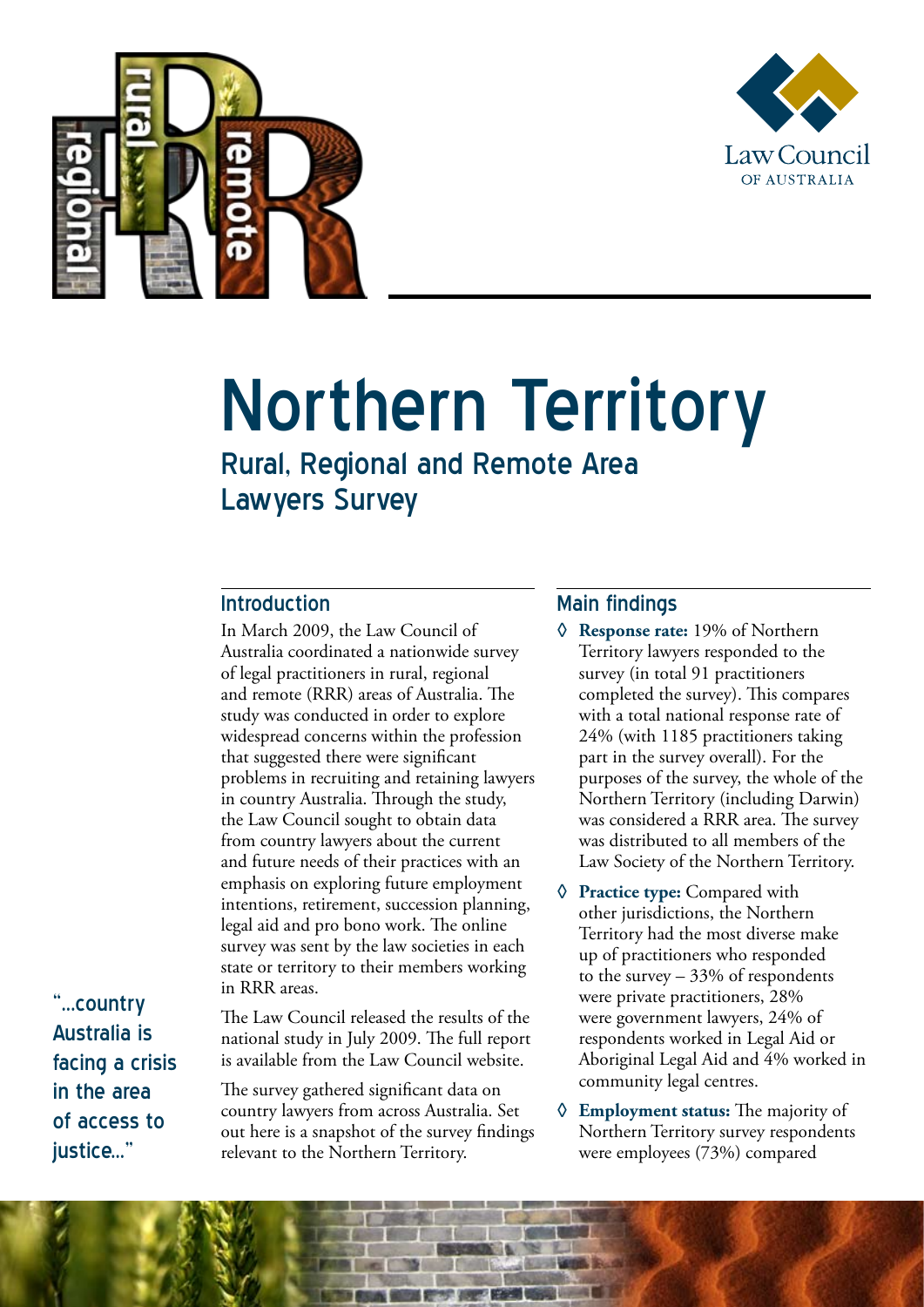# Northern Territory

## Rural, Regional and Remote Area Lawyers Survey

### Introduction

In March 2009, the Law Council of Australia coordinated a nationwide survey of legal practitioners in rural, regional and remote (RRR) areas of Australia. The study was conducted in order to explore widespread concerns within the profession that suggested there were significant problems in recruiting and retaining lawyers in country Australia. Through the study, the Law Council sought to obtain data from country lawyers about the current and future needs of their practices with an emphasis on exploring future employment intentions, retirement, succession planning, legal aid and pro bono work. The online survey was sent by the law societies in each state or territory to their members working in RRR areas.

The Law Council released the results of the national study in July 2009. The full report is available from the Law Council website.

The survey gathered significant data on country lawyers from across Australia. Set out here is a snapshot of the survey findings relevant to the Northern Territory.

"...country Australia is facing a crisis in the area of access to justice..."

### Main findings

- **Response rate:** 19% of Northern Territory lawyers responded to the survey (in total 91 practitioners completed the survey). This compares with a total national response rate of 24% (with 1185 practitioners taking part in the survey overall). For the purposes of the survey, the whole of the Northern Territory (including Darwin) was considered a RRR area. The survey was distributed to all members of the Law Society of the Northern Territory.
- **Practice type:** Compared with other jurisdictions, the Northern Territory had the most diverse make up of practitioners who responded to the survey – 33% of respondents were private practitioners, 28% were government lawyers, 24% of respondents worked in Legal Aid or Aboriginal Legal Aid and 4% worked in community legal centres.
- **Employment status:** The majority of Northern Territory survey respondents were employees (73%) compared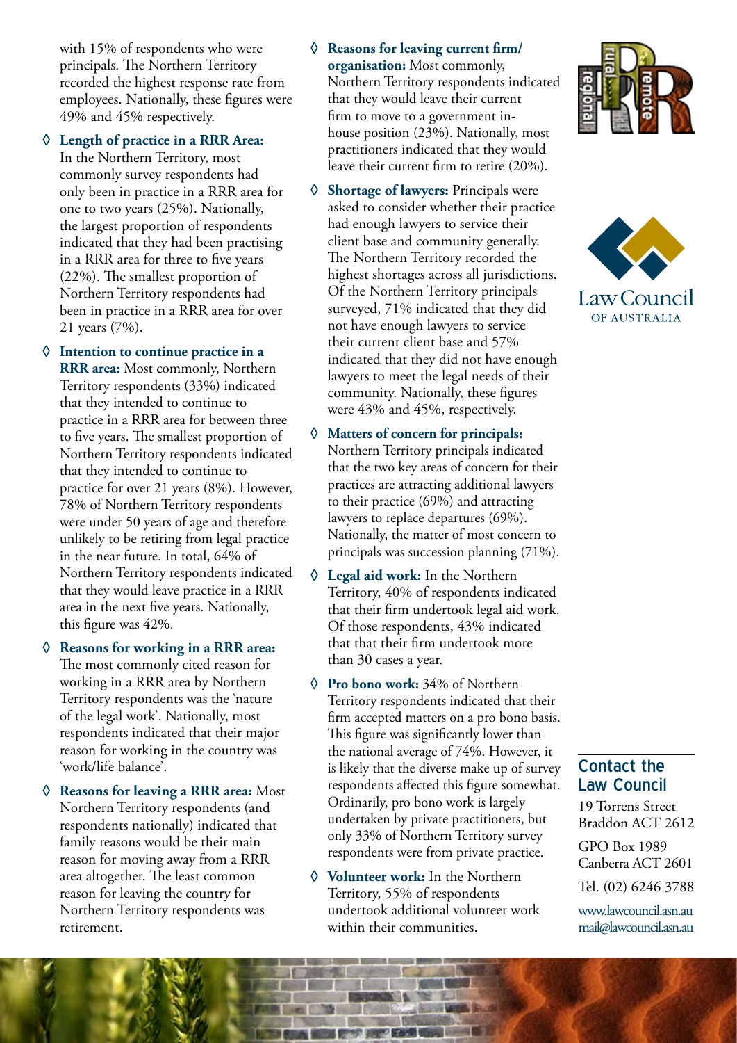with 15% of respondents who were principals. The Northern Territory recorded the highest response rate from employees. Nationally, these figures were 49% and 45% respectively.

- **Length of practice in a RRR Area:** In the Northern Territory, most commonly survey respondents had only been in practice in a RRR area for one to two years (25%). Nationally, the largest proportion of respondents indicated that they had been practising in a RRR area for three to five years (22%). The smallest proportion of Northern Territory respondents had been in practice in a RRR area for over 21 years (7%).

- **Intention to continue practice in a RRR area:** Most commonly, Northern Territory respondents (33%) indicated that they intended to continue to practice in a RRR area for between three to five years. The smallest proportion of Northern Territory respondents indicated that they intended to continue to practice for over 21 years (8%). However, 78% of Northern Territory respondents were under 50 years of age and therefore unlikely to be retiring from legal practice in the near future. In total, 64% of Northern Territory respondents indicated that they would leave practice in a RRR area in the next five years. Nationally, this figure was 42%.

- **Reasons for working in a RRR area:** The most commonly cited reason for working in a RRR area by Northern Territory respondents was the 'nature of the legal work'. Nationally, most respondents indicated that their major reason for working in the country was 'work/life balance'.

- **Reasons for leaving a RRR area:** Most Northern Territory respondents (and respondents nationally) indicated that family reasons would be their main reason for moving away from a RRR area altogether. The least common reason for leaving the country for Northern Territory respondents was retirement.

- **Reasons for leaving current firm/organisation:** Most commonly, Northern Territory respondents indicated that they would leave their current firm to move to a government in-house position (23%). Nationally, most practitioners indicated that they would leave their current firm to retire (20%).

- **Shortage of lawyers:** Principals were asked to consider whether their practice had enough lawyers to service their client base and community generally. The Northern Territory recorded the highest shortages across all jurisdictions. Of the Northern Territory principals surveyed, 71% indicated that they did not have enough lawyers to service their current client base and 57% indicated that they did not have enough lawyers to meet the legal needs of their community. Nationally, these figures were 43% and 45%, respectively.

- **Matters of concern for principals:** Northern Territory principals indicated that the two key areas of concern for their practices are attracting additional lawyers to their practice (69%) and attracting lawyers to replace departures (69%). Nationally, the matter of most concern to principals was succession planning (71%).

- **Legal aid work:** In the Northern Territory, 40% of respondents indicated that their firm undertook legal aid work. Of those respondents, 43% indicated that that their firm undertook more than 30 cases a year.

- **Pro bono work:** 34% of Northern Territory respondents indicated that their firm accepted matters on a pro bono basis. This figure was significantly lower than the national average of 74%. However, it is likely that the diverse make up of survey respondents affected this figure somewhat. Ordinarily, pro bono work is largely undertaken by private practitioners, but only 33% of Northern Territory survey respondents were from private practice.

- **Volunteer work:** In the Northern Territory, 55% of respondents undertook additional volunteer work within their communities.

rural regional remote

Law Council OF AUSTRALIA

## Contact the Law Council

19 Torrens Street
Braddon ACT 2612

GPO Box 1989
Canberra ACT 2601

Tel. (02) 6246 3788

www.lawcouncil.asn.au
mail@lawcouncil.asn.au